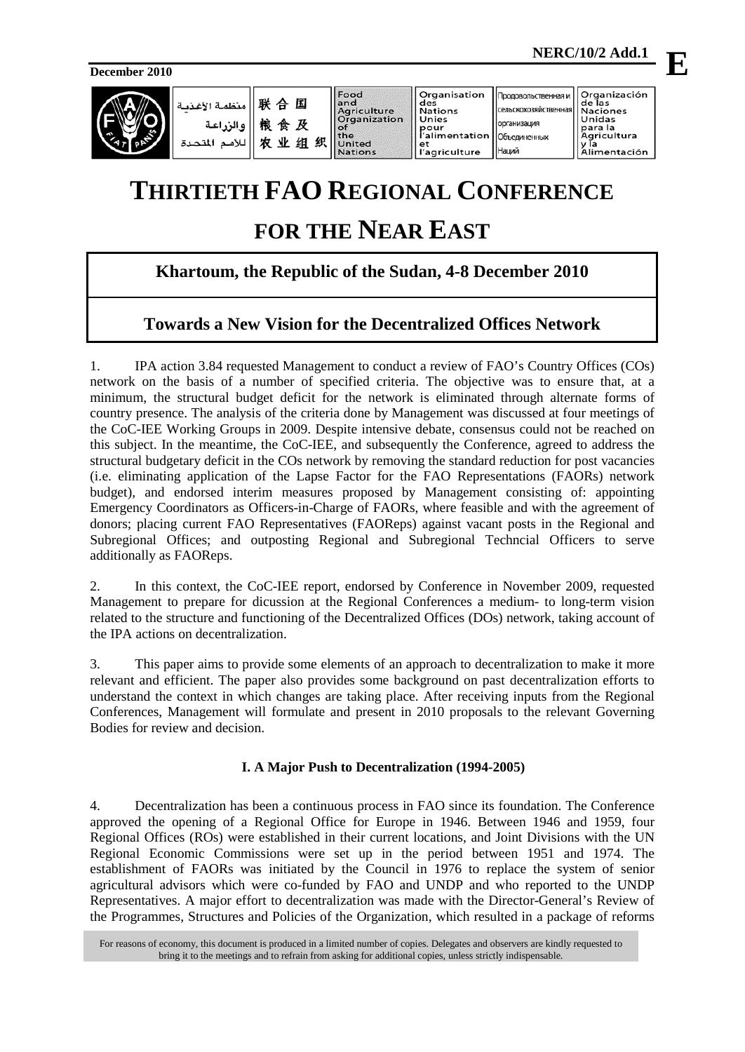# THIRTIETH FAO REGIONAL CONFERENCE FOR THE NEAR EAST

**Khartoum, the Republic of the Sudan, 4-8 December 2010**

## Towards a New Vision for the Decentralized Offices Network

1. IPA action 3.84 requested Management to conduct a review of FAO's Country Offices (COs) network on the basis of a number of specified criteria. The objective was to ensure that, at a minimum, the structural budget deficit for the network is eliminated through alternate forms of country presence. The analysis of the criteria done by Management was discussed at four meetings of the CoC-IEE Working Groups in 2009. Despite intensive debate, consensus could not be reached on this subject. In the meantime, the CoC-IEE, and subsequently the Conference, agreed to address the structural budgetary deficit in the COs network by removing the standard reduction for post vacancies (i.e. eliminating application of the Lapse Factor for the FAO Representations (FAORs) network budget), and endorsed interim measures proposed by Management consisting of: appointing Emergency Coordinators as Officers-in-Charge of FAORs, where feasible and with the agreement of donors; placing current FAO Representatives (FAOReps) against vacant posts in the Regional and Subregional Offices; and outposting Regional and Subregional Techncial Officers to serve additionally as FAOReps.

2. In this context, the CoC-IEE report, endorsed by Conference in November 2009, requested Management to prepare for dicussion at the Regional Conferences a medium- to long-term vision related to the structure and functioning of the Decentralized Offices (DOs) network, taking account of the IPA actions on decentralization.

3. This paper aims to provide some elements of an approach to decentralization to make it more relevant and efficient. The paper also provides some background on past decentralization efforts to understand the context in which changes are taking place. After receiving inputs from the Regional Conferences, Management will formulate and present in 2010 proposals to the relevant Governing Bodies for review and decision.

### I. A Major Push to Decentralization (1994-2005)

4. Decentralization has been a continuous process in FAO since its foundation. The Conference approved the opening of a Regional Office for Europe in 1946. Between 1946 and 1959, four Regional Offices (ROs) were established in their current locations, and Joint Divisions with the UN Regional Economic Commissions were set up in the period between 1951 and 1974. The establishment of FAORs was initiated by the Council in 1976 to replace the system of senior agricultural advisors which were co-funded by FAO and UNDP and who reported to the UNDP Representatives. A major effort to decentralization was made with the Director-General's Review of the Programmes, Structures and Policies of the Organization, which resulted in a package of reforms

For reasons of economy, this document is produced in a limited number of copies. Delegates and observers are kindly requested to bring it to the meetings and to refrain from asking for additional copies, unless strictly indispensable.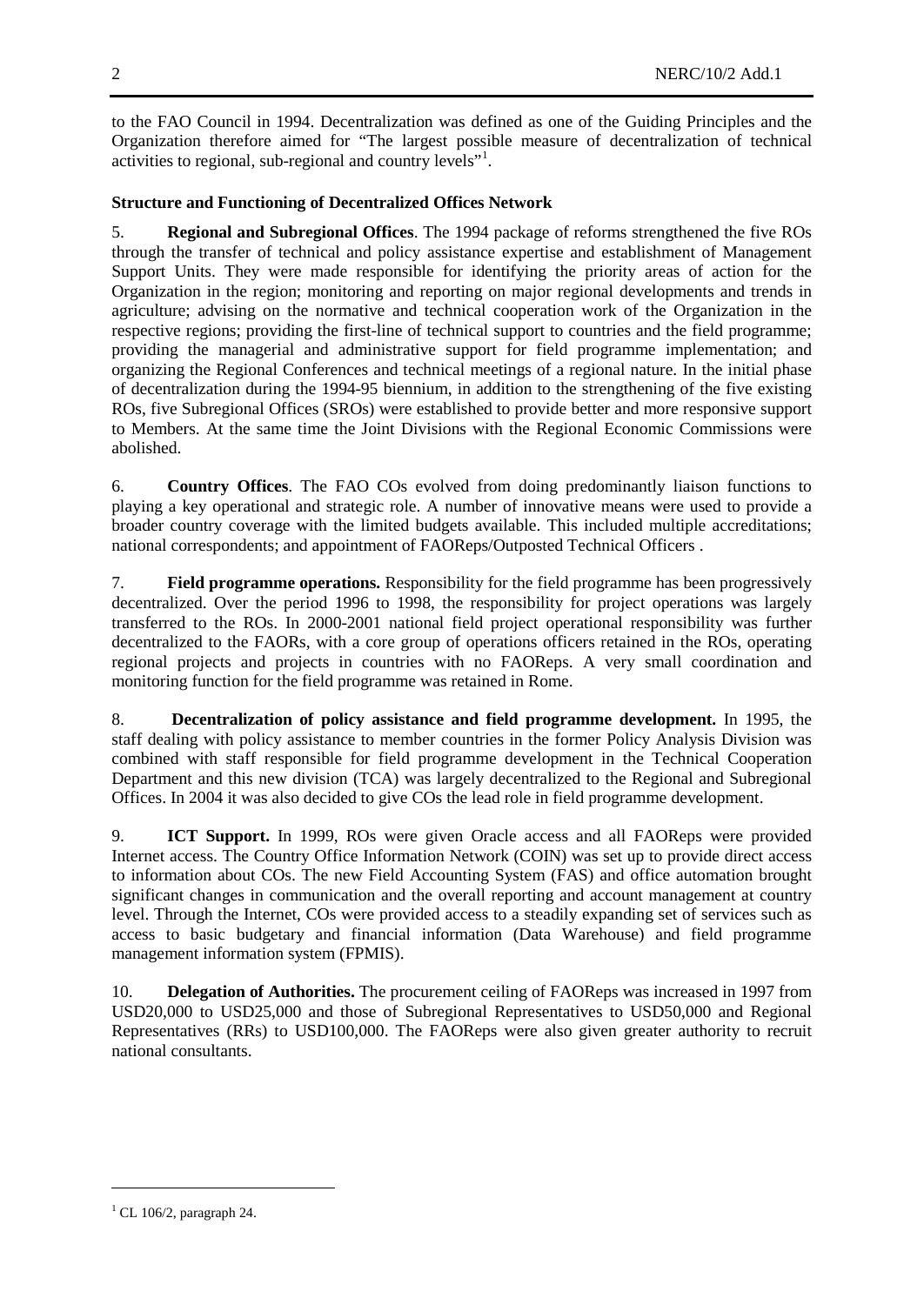to the FAO Council in 1994. Decentralization was defined as one of the Guiding Principles and the Organization therefore aimed for "The largest possible measure of decentralization of technical activities to regional, sub-regional and country levels"[1].

**Structure and Functioning of Decentralized Offices Network**

5. **Regional and Subregional Offices**. The 1994 package of reforms strengthened the five ROs through the transfer of technical and policy assistance expertise and establishment of Management Support Units. They were made responsible for identifying the priority areas of action for the Organization in the region; monitoring and reporting on major regional developments and trends in agriculture; advising on the normative and technical cooperation work of the Organization in the respective regions; providing the first-line of technical support to countries and the field programme; providing the managerial and administrative support for field programme implementation; and organizing the Regional Conferences and technical meetings of a regional nature. In the initial phase of decentralization during the 1994-95 biennium, in addition to the strengthening of the five existing ROs, five Subregional Offices (SROs) were established to provide better and more responsive support to Members. At the same time the Joint Divisions with the Regional Economic Commissions were abolished.

6. **Country Offices**. The FAO COs evolved from doing predominantly liaison functions to playing a key operational and strategic role. A number of innovative means were used to provide a broader country coverage with the limited budgets available. This included multiple accreditations; national correspondents; and appointment of FAOReps/Outposted Technical Officers .

7. **Field programme operations.** Responsibility for the field programme has been progressively decentralized. Over the period 1996 to 1998, the responsibility for project operations was largely transferred to the ROs. In 2000-2001 national field project operational responsibility was further decentralized to the FAORs, with a core group of operations officers retained in the ROs, operating regional projects and projects in countries with no FAOReps. A very small coordination and monitoring function for the field programme was retained in Rome.

8. **Decentralization of policy assistance and field programme development.** In 1995, the staff dealing with policy assistance to member countries in the former Policy Analysis Division was combined with staff responsible for field programme development in the Technical Cooperation Department and this new division (TCA) was largely decentralized to the Regional and Subregional Offices. In 2004 it was also decided to give COs the lead role in field programme development.

9. **ICT Support.** In 1999, ROs were given Oracle access and all FAOReps were provided Internet access. The Country Office Information Network (COIN) was set up to provide direct access to information about COs. The new Field Accounting System (FAS) and office automation brought significant changes in communication and the overall reporting and account management at country level. Through the Internet, COs were provided access to a steadily expanding set of services such as access to basic budgetary and financial information (Data Warehouse) and field programme management information system (FPMIS).

10. **Delegation of Authorities.** The procurement ceiling of FAOReps was increased in 1997 from USD20,000 to USD25,000 and those of Subregional Representatives to USD50,000 and Regional Representatives (RRs) to USD100,000. The FAOReps were also given greater authority to recruit national consultants.

[1] CL 106/2, paragraph 24.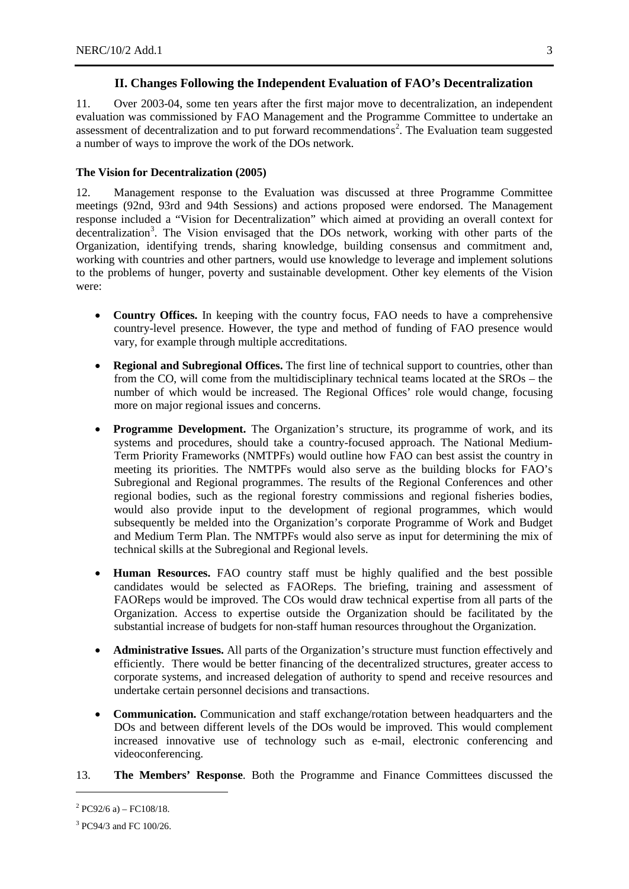## II. Changes Following the Independent Evaluation of FAO's Decentralization

11. Over 2003-04, some ten years after the first major move to decentralization, an independent evaluation was commissioned by FAO Management and the Programme Committee to undertake an assessment of decentralization and to put forward recommendations[2]. The Evaluation team suggested a number of ways to improve the work of the DOs network.

**The Vision for Decentralization (2005)**

12. Management response to the Evaluation was discussed at three Programme Committee meetings (92nd, 93rd and 94th Sessions) and actions proposed were endorsed. The Management response included a "Vision for Decentralization" which aimed at providing an overall context for decentralization[3]. The Vision envisaged that the DOs network, working with other parts of the Organization, identifying trends, sharing knowledge, building consensus and commitment and, working with countries and other partners, would use knowledge to leverage and implement solutions to the problems of hunger, poverty and sustainable development. Other key elements of the Vision were:

- **Country Offices.** In keeping with the country focus, FAO needs to have a comprehensive country-level presence. However, the type and method of funding of FAO presence would vary, for example through multiple accreditations.

- **Regional and Subregional Offices.** The first line of technical support to countries, other than from the CO, will come from the multidisciplinary technical teams located at the SROs – the number of which would be increased. The Regional Offices' role would change, focusing more on major regional issues and concerns.

- **Programme Development.** The Organization's structure, its programme of work, and its systems and procedures, should take a country-focused approach. The National Medium-Term Priority Frameworks (NMTPFs) would outline how FAO can best assist the country in meeting its priorities. The NMTPFs would also serve as the building blocks for FAO's Subregional and Regional programmes. The results of the Regional Conferences and other regional bodies, such as the regional forestry commissions and regional fisheries bodies, would also provide input to the development of regional programmes, which would subsequently be melded into the Organization's corporate Programme of Work and Budget and Medium Term Plan. The NMTPFs would also serve as input for determining the mix of technical skills at the Subregional and Regional levels.

- **Human Resources.** FAO country staff must be highly qualified and the best possible candidates would be selected as FAOReps. The briefing, training and assessment of FAOReps would be improved. The COs would draw technical expertise from all parts of the Organization. Access to expertise outside the Organization should be facilitated by the substantial increase of budgets for non-staff human resources throughout the Organization.

- **Administrative Issues.** All parts of the Organization's structure must function effectively and efficiently. There would be better financing of the decentralized structures, greater access to corporate systems, and increased delegation of authority to spend and receive resources and undertake certain personnel decisions and transactions.

- **Communication.** Communication and staff exchange/rotation between headquarters and the DOs and between different levels of the DOs would be improved. This would complement increased innovative use of technology such as e-mail, electronic conferencing and videoconferencing.

13. **The Members' Response**. Both the Programme and Finance Committees discussed the

---

[2] PC92/6 a) – FC108/18.

[3] PC94/3 and FC 100/26.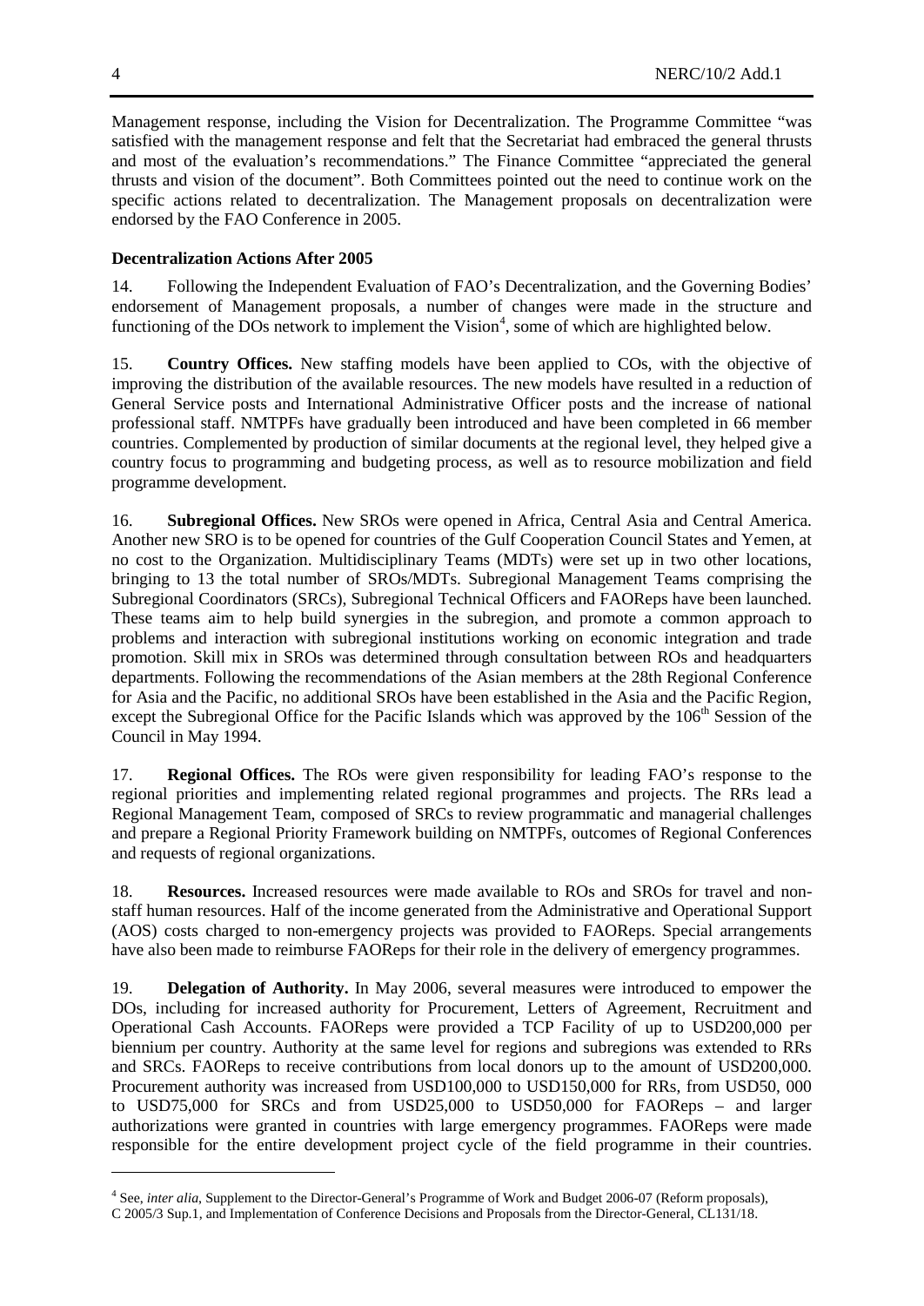Management response, including the Vision for Decentralization. The Programme Committee "was satisfied with the management response and felt that the Secretariat had embraced the general thrusts and most of the evaluation's recommendations." The Finance Committee "appreciated the general thrusts and vision of the document". Both Committees pointed out the need to continue work on the specific actions related to decentralization. The Management proposals on decentralization were endorsed by the FAO Conference in 2005.

**Decentralization Actions After 2005**

14. Following the Independent Evaluation of FAO's Decentralization, and the Governing Bodies' endorsement of Management proposals, a number of changes were made in the structure and functioning of the DOs network to implement the Vision[4], some of which are highlighted below.

15. **Country Offices.** New staffing models have been applied to COs, with the objective of improving the distribution of the available resources. The new models have resulted in a reduction of General Service posts and International Administrative Officer posts and the increase of national professional staff. NMTPFs have gradually been introduced and have been completed in 66 member countries. Complemented by production of similar documents at the regional level, they helped give a country focus to programming and budgeting process, as well as to resource mobilization and field programme development.

16. **Subregional Offices.** New SROs were opened in Africa, Central Asia and Central America. Another new SRO is to be opened for countries of the Gulf Cooperation Council States and Yemen, at no cost to the Organization. Multidisciplinary Teams (MDTs) were set up in two other locations, bringing to 13 the total number of SROs/MDTs. Subregional Management Teams comprising the Subregional Coordinators (SRCs), Subregional Technical Officers and FAOReps have been launched. These teams aim to help build synergies in the subregion, and promote a common approach to problems and interaction with subregional institutions working on economic integration and trade promotion. Skill mix in SROs was determined through consultation between ROs and headquarters departments. Following the recommendations of the Asian members at the 28th Regional Conference for Asia and the Pacific, no additional SROs have been established in the Asia and the Pacific Region, except the Subregional Office for the Pacific Islands which was approved by the 106th Session of the Council in May 1994.

17. **Regional Offices.** The ROs were given responsibility for leading FAO's response to the regional priorities and implementing related regional programmes and projects. The RRs lead a Regional Management Team, composed of SRCs to review programmatic and managerial challenges and prepare a Regional Priority Framework building on NMTPFs, outcomes of Regional Conferences and requests of regional organizations.

18. **Resources.** Increased resources were made available to ROs and SROs for travel and non-staff human resources. Half of the income generated from the Administrative and Operational Support (AOS) costs charged to non-emergency projects was provided to FAOReps. Special arrangements have also been made to reimburse FAOReps for their role in the delivery of emergency programmes.

19. **Delegation of Authority.** In May 2006, several measures were introduced to empower the DOs, including for increased authority for Procurement, Letters of Agreement, Recruitment and Operational Cash Accounts. FAOReps were provided a TCP Facility of up to USD200,000 per biennium per country. Authority at the same level for regions and subregions was extended to RRs and SRCs. FAOReps to receive contributions from local donors up to the amount of USD200,000. Procurement authority was increased from USD100,000 to USD150,000 for RRs, from USD50, 000 to USD75,000 for SRCs and from USD25,000 to USD50,000 for FAOReps – and larger authorizations were granted in countries with large emergency programmes. FAOReps were made responsible for the entire development project cycle of the field programme in their countries.

---

[4] See, *inter alia*, Supplement to the Director-General's Programme of Work and Budget 2006-07 (Reform proposals), C 2005/3 Sup.1, and Implementation of Conference Decisions and Proposals from the Director-General, CL131/18.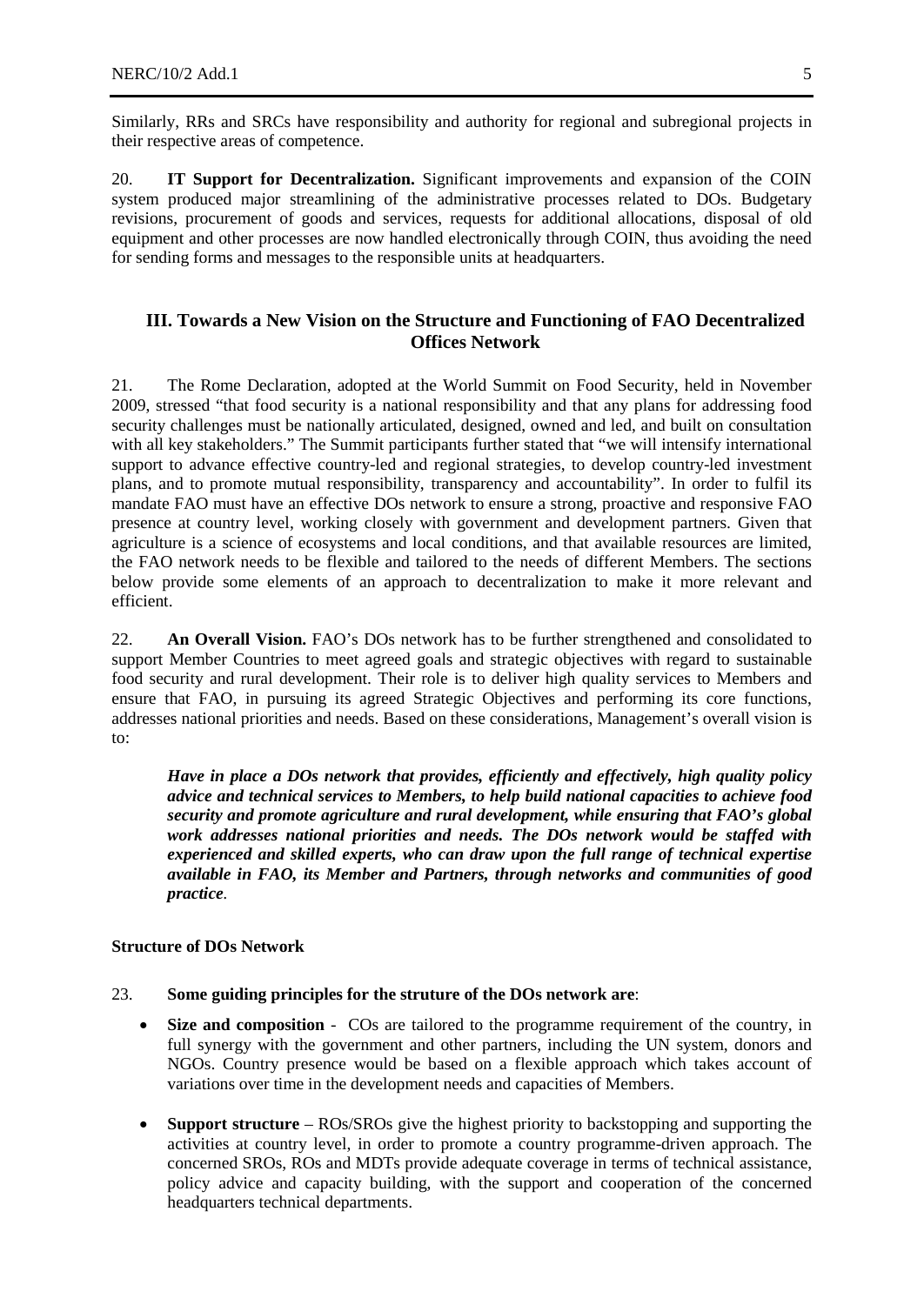Similarly, RRs and SRCs have responsibility and authority for regional and subregional projects in their respective areas of competence.

20. **IT Support for Decentralization.** Significant improvements and expansion of the COIN system produced major streamlining of the administrative processes related to DOs. Budgetary revisions, procurement of goods and services, requests for additional allocations, disposal of old equipment and other processes are now handled electronically through COIN, thus avoiding the need for sending forms and messages to the responsible units at headquarters.

## III. Towards a New Vision on the Structure and Functioning of FAO Decentralized Offices Network

21. The Rome Declaration, adopted at the World Summit on Food Security, held in November 2009, stressed "that food security is a national responsibility and that any plans for addressing food security challenges must be nationally articulated, designed, owned and led, and built on consultation with all key stakeholders." The Summit participants further stated that "we will intensify international support to advance effective country-led and regional strategies, to develop country-led investment plans, and to promote mutual responsibility, transparency and accountability". In order to fulfil its mandate FAO must have an effective DOs network to ensure a strong, proactive and responsive FAO presence at country level, working closely with government and development partners. Given that agriculture is a science of ecosystems and local conditions, and that available resources are limited, the FAO network needs to be flexible and tailored to the needs of different Members. The sections below provide some elements of an approach to decentralization to make it more relevant and efficient.

22. **An Overall Vision.** FAO's DOs network has to be further strengthened and consolidated to support Member Countries to meet agreed goals and strategic objectives with regard to sustainable food security and rural development. Their role is to deliver high quality services to Members and ensure that FAO, in pursuing its agreed Strategic Objectives and performing its core functions, addresses national priorities and needs. Based on these considerations, Management's overall vision is to:

> ***Have in place a DOs network that provides, efficiently and effectively, high quality policy advice and technical services to Members, to help build national capacities to achieve food security and promote agriculture and rural development, while ensuring that FAO's global work addresses national priorities and needs. The DOs network would be staffed with experienced and skilled experts, who can draw upon the full range of technical expertise available in FAO, its Member and Partners, through networks and communities of good practice*****.**

**Structure of DOs Network**

23. **Some guiding principles for the struture of the DOs network are**:

- **Size and composition** - COs are tailored to the programme requirement of the country, in full synergy with the government and other partners, including the UN system, donors and NGOs. Country presence would be based on a flexible approach which takes account of variations over time in the development needs and capacities of Members.
- **Support structure** – ROs/SROs give the highest priority to backstopping and supporting the activities at country level, in order to promote a country programme-driven approach. The concerned SROs, ROs and MDTs provide adequate coverage in terms of technical assistance, policy advice and capacity building, with the support and cooperation of the concerned headquarters technical departments.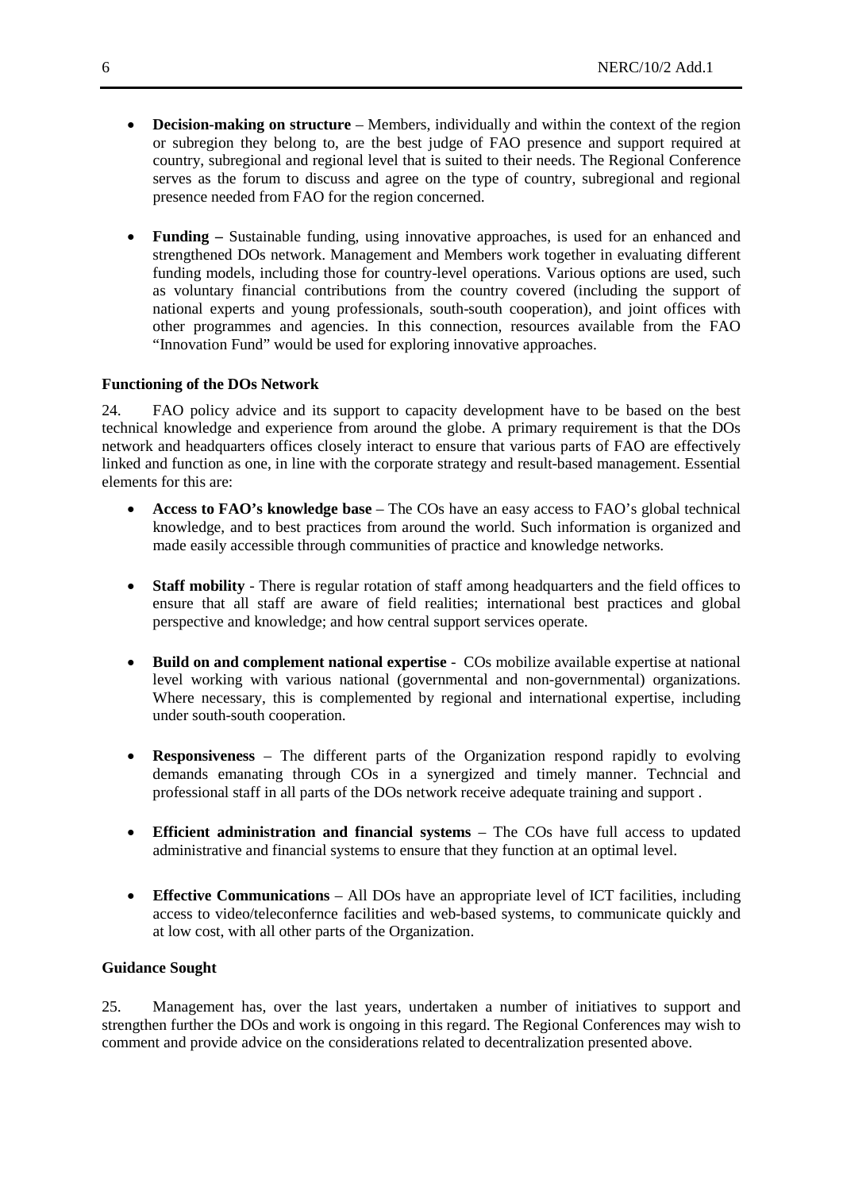- **Decision-making on structure** – Members, individually and within the context of the region or subregion they belong to, are the best judge of FAO presence and support required at country, subregional and regional level that is suited to their needs. The Regional Conference serves as the forum to discuss and agree on the type of country, subregional and regional presence needed from FAO for the region concerned.

- **Funding –** Sustainable funding, using innovative approaches, is used for an enhanced and strengthened DOs network. Management and Members work together in evaluating different funding models, including those for country-level operations. Various options are used, such as voluntary financial contributions from the country covered (including the support of national experts and young professionals, south-south cooperation), and joint offices with other programmes and agencies. In this connection, resources available from the FAO "Innovation Fund" would be used for exploring innovative approaches.

**Functioning of the DOs Network**

24. FAO policy advice and its support to capacity development have to be based on the best technical knowledge and experience from around the globe. A primary requirement is that the DOs network and headquarters offices closely interact to ensure that various parts of FAO are effectively linked and function as one, in line with the corporate strategy and result-based management. Essential elements for this are:

- **Access to FAO's knowledge base** – The COs have an easy access to FAO's global technical knowledge, and to best practices from around the world. Such information is organized and made easily accessible through communities of practice and knowledge networks.

- **Staff mobility** - There is regular rotation of staff among headquarters and the field offices to ensure that all staff are aware of field realities; international best practices and global perspective and knowledge; and how central support services operate.

- **Build on and complement national expertise** - COs mobilize available expertise at national level working with various national (governmental and non-governmental) organizations. Where necessary, this is complemented by regional and international expertise, including under south-south cooperation.

- **Responsiveness** – The different parts of the Organization respond rapidly to evolving demands emanating through COs in a synergized and timely manner. Techncial and professional staff in all parts of the DOs network receive adequate training and support .

- **Efficient administration and financial systems** – The COs have full access to updated administrative and financial systems to ensure that they function at an optimal level.

- **Effective Communications** – All DOs have an appropriate level of ICT facilities, including access to video/teleconfernce facilities and web-based systems, to communicate quickly and at low cost, with all other parts of the Organization.

**Guidance Sought**

25. Management has, over the last years, undertaken a number of initiatives to support and strengthen further the DOs and work is ongoing in this regard. The Regional Conferences may wish to comment and provide advice on the considerations related to decentralization presented above.